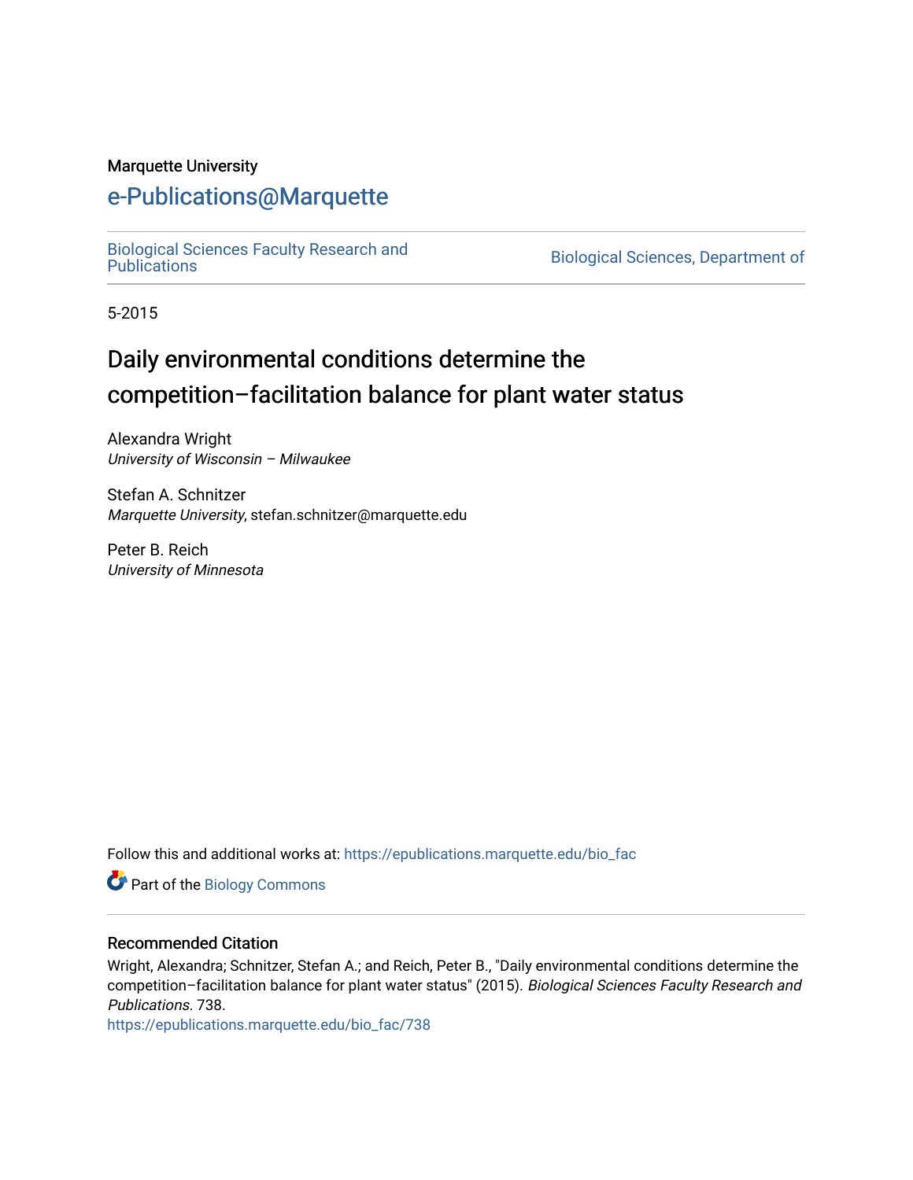Marquette University

# e-Publications@Marquette

Biological Sciences Faculty Research and Publications

Biological Sciences, Department of

5-2015

## Daily environmental conditions determine the competition–facilitation balance for plant water status

Alexandra Wright
*University of Wisconsin – Milwaukee*

Stefan A. Schnitzer
*Marquette University*, stefan.schnitzer@marquette.edu

Peter B. Reich
*University of Minnesota*

Follow this and additional works at: https://epublications.marquette.edu/bio_fac

Part of the Biology Commons

### Recommended Citation

Wright, Alexandra; Schnitzer, Stefan A.; and Reich, Peter B., "Daily environmental conditions determine the competition–facilitation balance for plant water status" (2015). *Biological Sciences Faculty Research and Publications*. 738.
https://epublications.marquette.edu/bio_fac/738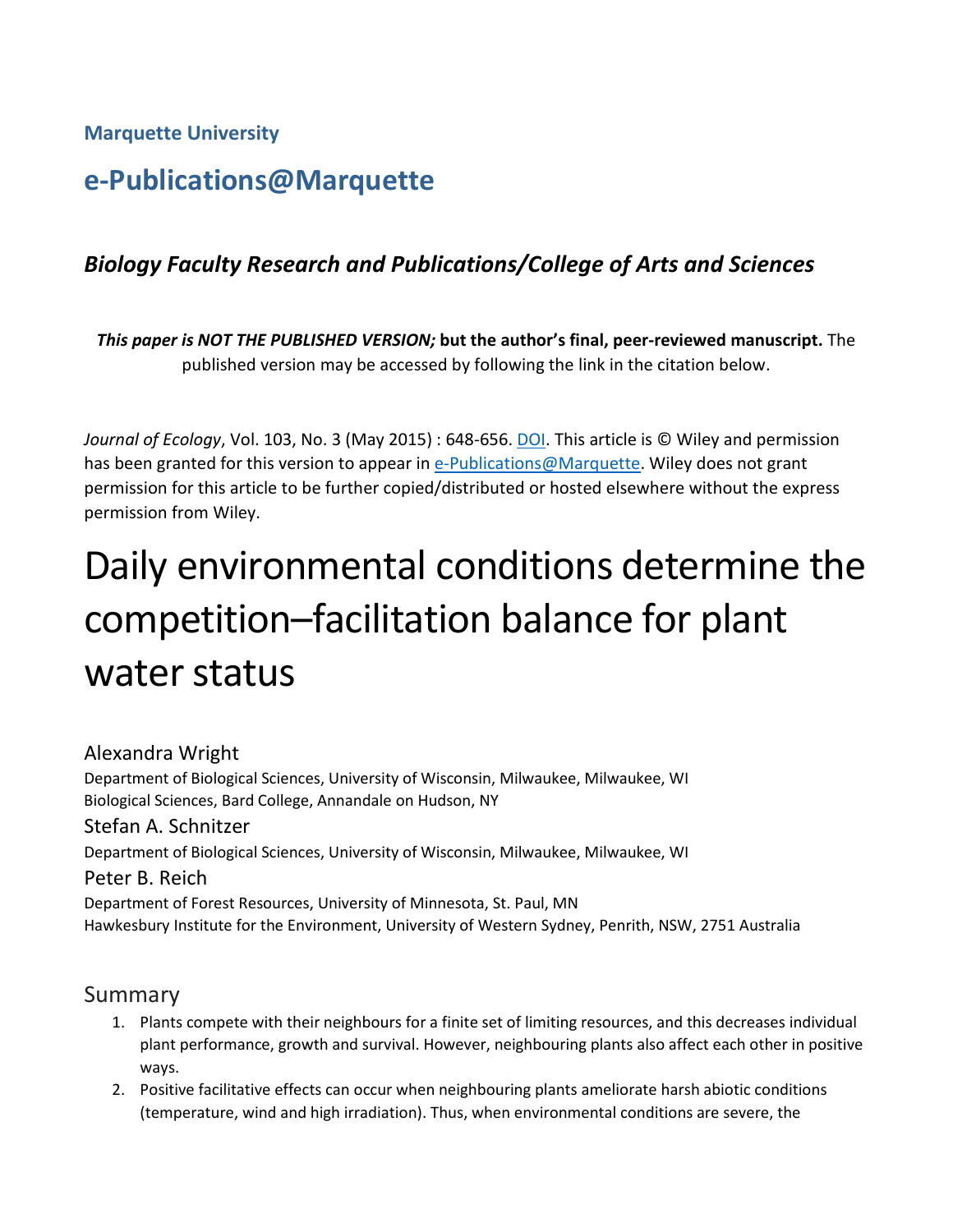Marquette University

# e-Publications@Marquette

### *Biology Faculty Research and Publications/College of Arts and Sciences*

***This paper is NOT THE PUBLISHED VERSION;* but the author's final, peer-reviewed manuscript.** The published version may be accessed by following the link in the citation below.

*Journal of Ecology*, Vol. 103, No. 3 (May 2015) : 648-656. DOI. This article is © Wiley and permission has been granted for this version to appear in e-Publications@Marquette. Wiley does not grant permission for this article to be further copied/distributed or hosted elsewhere without the express permission from Wiley.

# Daily environmental conditions determine the competition–facilitation balance for plant water status

Alexandra Wright
Department of Biological Sciences, University of Wisconsin, Milwaukee, Milwaukee, WI
Biological Sciences, Bard College, Annandale on Hudson, NY

Stefan A. Schnitzer
Department of Biological Sciences, University of Wisconsin, Milwaukee, Milwaukee, WI

Peter B. Reich
Department of Forest Resources, University of Minnesota, St. Paul, MN
Hawkesbury Institute for the Environment, University of Western Sydney, Penrith, NSW, 2751 Australia

## Summary

1. Plants compete with their neighbours for a finite set of limiting resources, and this decreases individual plant performance, growth and survival. However, neighbouring plants also affect each other in positive ways.
2. Positive facilitative effects can occur when neighbouring plants ameliorate harsh abiotic conditions (temperature, wind and high irradiation). Thus, when environmental conditions are severe, the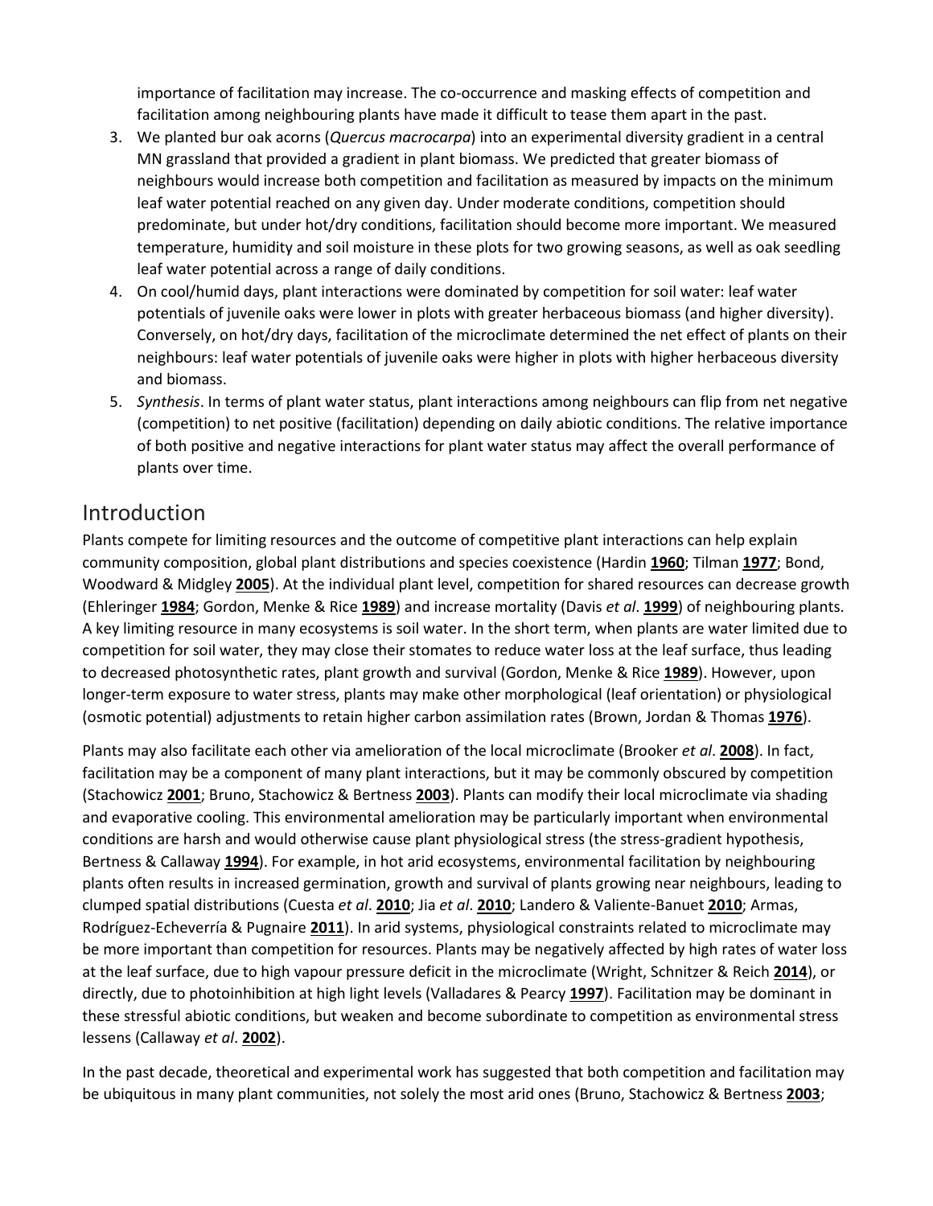importance of facilitation may increase. The co-occurrence and masking effects of competition and facilitation among neighbouring plants have made it difficult to tease them apart in the past.

3. We planted bur oak acorns (*Quercus macrocarpa*) into an experimental diversity gradient in a central MN grassland that provided a gradient in plant biomass. We predicted that greater biomass of neighbours would increase both competition and facilitation as measured by impacts on the minimum leaf water potential reached on any given day. Under moderate conditions, competition should predominate, but under hot/dry conditions, facilitation should become more important. We measured temperature, humidity and soil moisture in these plots for two growing seasons, as well as oak seedling leaf water potential across a range of daily conditions.
4. On cool/humid days, plant interactions were dominated by competition for soil water: leaf water potentials of juvenile oaks were lower in plots with greater herbaceous biomass (and higher diversity). Conversely, on hot/dry days, facilitation of the microclimate determined the net effect of plants on their neighbours: leaf water potentials of juvenile oaks were higher in plots with higher herbaceous diversity and biomass.
5. *Synthesis*. In terms of plant water status, plant interactions among neighbours can flip from net negative (competition) to net positive (facilitation) depending on daily abiotic conditions. The relative importance of both positive and negative interactions for plant water status may affect the overall performance of plants over time.

## Introduction

Plants compete for limiting resources and the outcome of competitive plant interactions can help explain community composition, global plant distributions and species coexistence (Hardin **1960**; Tilman **1977**; Bond, Woodward & Midgley **2005**). At the individual plant level, competition for shared resources can decrease growth (Ehleringer **1984**; Gordon, Menke & Rice **1989**) and increase mortality (Davis *et al*. **1999**) of neighbouring plants. A key limiting resource in many ecosystems is soil water. In the short term, when plants are water limited due to competition for soil water, they may close their stomates to reduce water loss at the leaf surface, thus leading to decreased photosynthetic rates, plant growth and survival (Gordon, Menke & Rice **1989**). However, upon longer-term exposure to water stress, plants may make other morphological (leaf orientation) or physiological (osmotic potential) adjustments to retain higher carbon assimilation rates (Brown, Jordan & Thomas **1976**).

Plants may also facilitate each other via amelioration of the local microclimate (Brooker *et al*. **2008**). In fact, facilitation may be a component of many plant interactions, but it may be commonly obscured by competition (Stachowicz **2001**; Bruno, Stachowicz & Bertness **2003**). Plants can modify their local microclimate via shading and evaporative cooling. This environmental amelioration may be particularly important when environmental conditions are harsh and would otherwise cause plant physiological stress (the stress-gradient hypothesis, Bertness & Callaway **1994**). For example, in hot arid ecosystems, environmental facilitation by neighbouring plants often results in increased germination, growth and survival of plants growing near neighbours, leading to clumped spatial distributions (Cuesta *et al*. **2010**; Jia *et al*. **2010**; Landero & Valiente-Banuet **2010**; Armas, Rodríguez-Echeverría & Pugnaire **2011**). In arid systems, physiological constraints related to microclimate may be more important than competition for resources. Plants may be negatively affected by high rates of water loss at the leaf surface, due to high vapour pressure deficit in the microclimate (Wright, Schnitzer & Reich **2014**), or directly, due to photoinhibition at high light levels (Valladares & Pearcy **1997**). Facilitation may be dominant in these stressful abiotic conditions, but weaken and become subordinate to competition as environmental stress lessens (Callaway *et al*. **2002**).

In the past decade, theoretical and experimental work has suggested that both competition and facilitation may be ubiquitous in many plant communities, not solely the most arid ones (Bruno, Stachowicz & Bertness **2003**;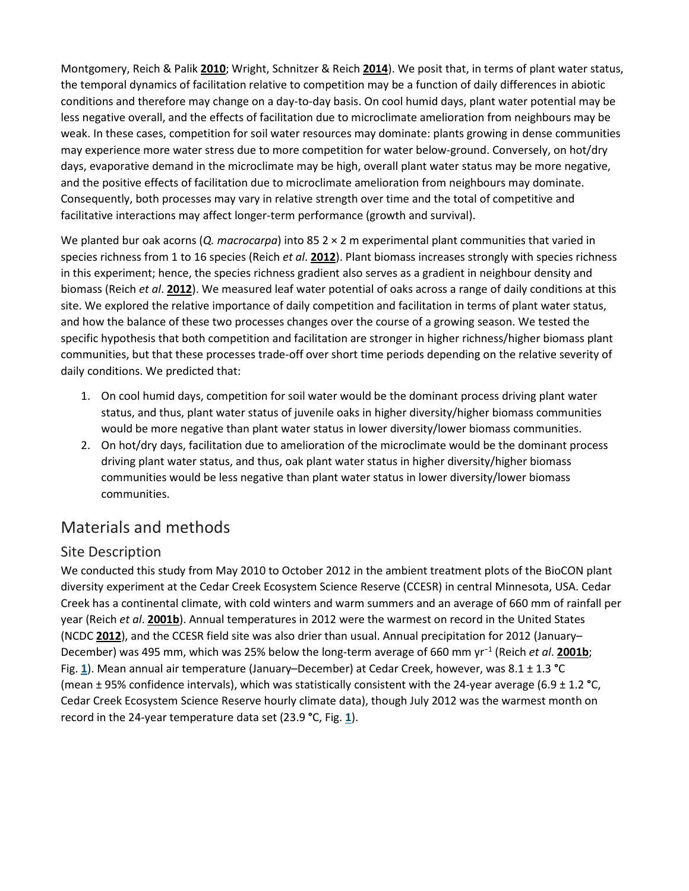Montgomery, Reich & Palik **2010**; Wright, Schnitzer & Reich **2014**). We posit that, in terms of plant water status, the temporal dynamics of facilitation relative to competition may be a function of daily differences in abiotic conditions and therefore may change on a day-to-day basis. On cool humid days, plant water potential may be less negative overall, and the effects of facilitation due to microclimate amelioration from neighbours may be weak. In these cases, competition for soil water resources may dominate: plants growing in dense communities may experience more water stress due to more competition for water below-ground. Conversely, on hot/dry days, evaporative demand in the microclimate may be high, overall plant water status may be more negative, and the positive effects of facilitation due to microclimate amelioration from neighbours may dominate. Consequently, both processes may vary in relative strength over time and the total of competitive and facilitative interactions may affect longer-term performance (growth and survival).

We planted bur oak acorns (*Q. macrocarpa*) into 85 2 × 2 m experimental plant communities that varied in species richness from 1 to 16 species (Reich *et al*. **2012**). Plant biomass increases strongly with species richness in this experiment; hence, the species richness gradient also serves as a gradient in neighbour density and biomass (Reich *et al*. **2012**). We measured leaf water potential of oaks across a range of daily conditions at this site. We explored the relative importance of daily competition and facilitation in terms of plant water status, and how the balance of these two processes changes over the course of a growing season. We tested the specific hypothesis that both competition and facilitation are stronger in higher richness/higher biomass plant communities, but that these processes trade-off over short time periods depending on the relative severity of daily conditions. We predicted that:

1. On cool humid days, competition for soil water would be the dominant process driving plant water status, and thus, plant water status of juvenile oaks in higher diversity/higher biomass communities would be more negative than plant water status in lower diversity/lower biomass communities.
2. On hot/dry days, facilitation due to amelioration of the microclimate would be the dominant process driving plant water status, and thus, oak plant water status in higher diversity/higher biomass communities would be less negative than plant water status in lower diversity/lower biomass communities.

## Materials and methods

### Site Description

We conducted this study from May 2010 to October 2012 in the ambient treatment plots of the BioCON plant diversity experiment at the Cedar Creek Ecosystem Science Reserve (CCESR) in central Minnesota, USA. Cedar Creek has a continental climate, with cold winters and warm summers and an average of 660 mm of rainfall per year (Reich *et al*. **2001b**). Annual temperatures in 2012 were the warmest on record in the United States (NCDC **2012**), and the CCESR field site was also drier than usual. Annual precipitation for 2012 (January–December) was 495 mm, which was 25% below the long-term average of 660 mm $yr^{-1}$ (Reich *et al*. **2001b**; Fig. **1**). Mean annual air temperature (January–December) at Cedar Creek, however, was 8.1 ± 1.3 °C (mean ± 95% confidence intervals), which was statistically consistent with the 24-year average (6.9 ± 1.2 °C, Cedar Creek Ecosystem Science Reserve hourly climate data), though July 2012 was the warmest month on record in the 24-year temperature data set (23.9 °C, Fig. **1**).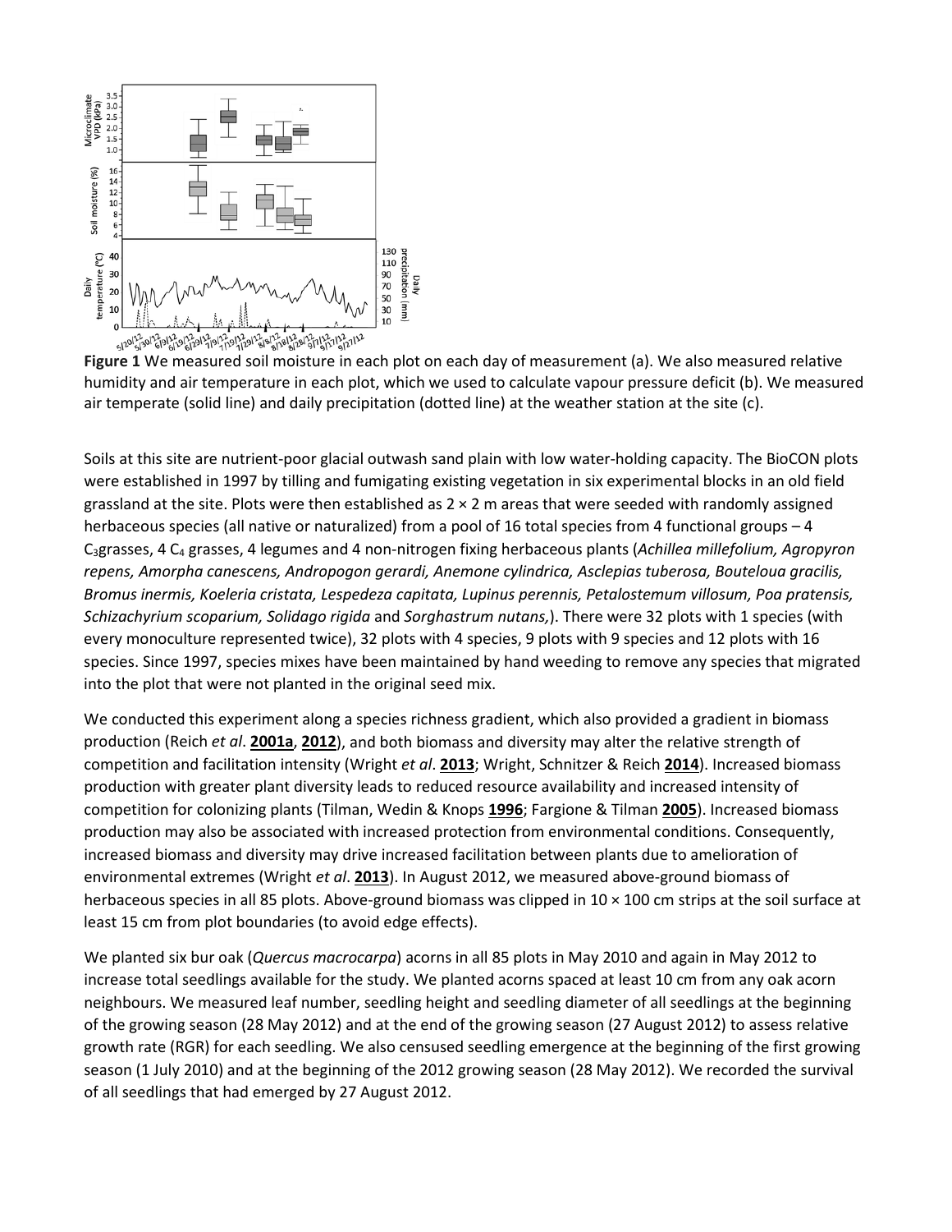**Figure 1** We measured soil moisture in each plot on each day of measurement (a). We also measured relative humidity and air temperature in each plot, which we used to calculate vapour pressure deficit (b). We measured air temperate (solid line) and daily precipitation (dotted line) at the weather station at the site (c).

Soils at this site are nutrient-poor glacial outwash sand plain with low water-holding capacity. The BioCON plots were established in 1997 by tilling and fumigating existing vegetation in six experimental blocks in an old field grassland at the site. Plots were then established as 2 × 2 m areas that were seeded with randomly assigned herbaceous species (all native or naturalized) from a pool of 16 total species from 4 functional groups – 4 $C_3$grasses, 4 $C_4$ grasses, 4 legumes and 4 non-nitrogen fixing herbaceous plants (*Achillea millefolium, Agropyron repens, Amorpha canescens, Andropogon gerardi, Anemone cylindrica, Asclepias tuberosa, Bouteloua gracilis, Bromus inermis, Koeleria cristata, Lespedeza capitata, Lupinus perennis, Petalostemum villosum, Poa pratensis, Schizachyrium scoparium, Solidago rigida* and *Sorghastrum nutans,*). There were 32 plots with 1 species (with every monoculture represented twice), 32 plots with 4 species, 9 plots with 9 species and 12 plots with 16 species. Since 1997, species mixes have been maintained by hand weeding to remove any species that migrated into the plot that were not planted in the original seed mix.

We conducted this experiment along a species richness gradient, which also provided a gradient in biomass production (Reich *et al*. **2001a**, **2012**), and both biomass and diversity may alter the relative strength of competition and facilitation intensity (Wright *et al*. **2013**; Wright, Schnitzer & Reich **2014**). Increased biomass production with greater plant diversity leads to reduced resource availability and increased intensity of competition for colonizing plants (Tilman, Wedin & Knops **1996**; Fargione & Tilman **2005**). Increased biomass production may also be associated with increased protection from environmental conditions. Consequently, increased biomass and diversity may drive increased facilitation between plants due to amelioration of environmental extremes (Wright *et al*. **2013**). In August 2012, we measured above-ground biomass of herbaceous species in all 85 plots. Above-ground biomass was clipped in 10 × 100 cm strips at the soil surface at least 15 cm from plot boundaries (to avoid edge effects).

We planted six bur oak (*Quercus macrocarpa*) acorns in all 85 plots in May 2010 and again in May 2012 to increase total seedlings available for the study. We planted acorns spaced at least 10 cm from any oak acorn neighbours. We measured leaf number, seedling height and seedling diameter of all seedlings at the beginning of the growing season (28 May 2012) and at the end of the growing season (27 August 2012) to assess relative growth rate (RGR) for each seedling. We also censused seedling emergence at the beginning of the first growing season (1 July 2010) and at the beginning of the 2012 growing season (28 May 2012). We recorded the survival of all seedlings that had emerged by 27 August 2012.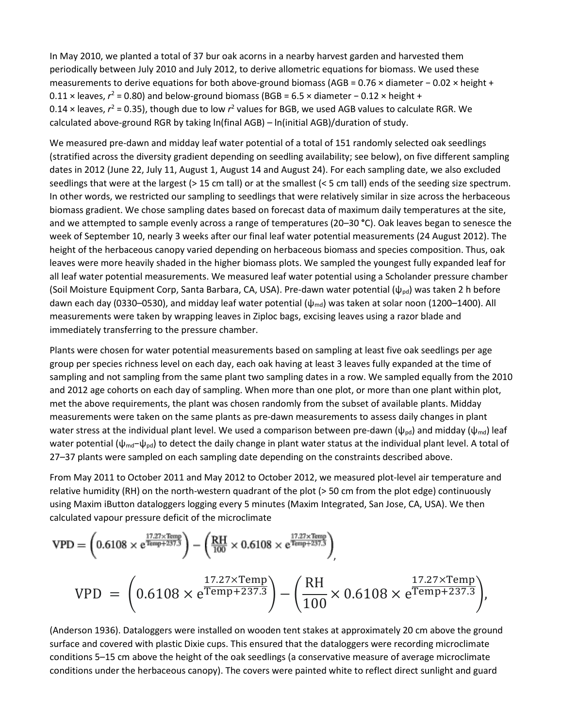In May 2010, we planted a total of 37 bur oak acorns in a nearby harvest garden and harvested them periodically between July 2010 and July 2012, to derive allometric equations for biomass. We used these measurements to derive equations for both above-ground biomass (AGB = 0.76 × diameter − 0.02 × height + 0.11 × leaves, $r^2 = 0.80$) and below-ground biomass (BGB = 6.5 × diameter − 0.12 × height + 0.14 × leaves, $r^2 = 0.35$), though due to low $r^2$ values for BGB, we used AGB values to calculate RGR. We calculated above-ground RGR by taking ln(final AGB) – ln(initial AGB)/duration of study.

We measured pre-dawn and midday leaf water potential of a total of 151 randomly selected oak seedlings (stratified across the diversity gradient depending on seedling availability; see below), on five different sampling dates in 2012 (June 22, July 11, August 1, August 14 and August 24). For each sampling date, we also excluded seedlings that were at the largest (> 15 cm tall) or at the smallest (< 5 cm tall) ends of the seeding size spectrum. In other words, we restricted our sampling to seedlings that were relatively similar in size across the herbaceous biomass gradient. We chose sampling dates based on forecast data of maximum daily temperatures at the site, and we attempted to sample evenly across a range of temperatures (20–30 °C). Oak leaves began to senesce the week of September 10, nearly 3 weeks after our final leaf water potential measurements (24 August 2012). The height of the herbaceous canopy varied depending on herbaceous biomass and species composition. Thus, oak leaves were more heavily shaded in the higher biomass plots. We sampled the youngest fully expanded leaf for all leaf water potential measurements. We measured leaf water potential using a Scholander pressure chamber (Soil Moisture Equipment Corp, Santa Barbara, CA, USA). Pre-dawn water potential ($\psi_{pd}$) was taken 2 h before dawn each day (0330–0530), and midday leaf water potential ($\psi_{md}$) was taken at solar noon (1200–1400). All measurements were taken by wrapping leaves in Ziploc bags, excising leaves using a razor blade and immediately transferring to the pressure chamber.

Plants were chosen for water potential measurements based on sampling at least five oak seedlings per age group per species richness level on each day, each oak having at least 3 leaves fully expanded at the time of sampling and not sampling from the same plant two sampling dates in a row. We sampled equally from the 2010 and 2012 age cohorts on each day of sampling. When more than one plot, or more than one plant within plot, met the above requirements, the plant was chosen randomly from the subset of available plants. Midday measurements were taken on the same plants as pre-dawn measurements to assess daily changes in plant water stress at the individual plant level. We used a comparison between pre-dawn ($\psi_{pd}$) and midday ($\psi_{md}$) leaf water potential ($\psi_{md}$–$\psi_{pd}$) to detect the daily change in plant water status at the individual plant level. A total of 27–37 plants were sampled on each sampling date depending on the constraints described above.

From May 2011 to October 2011 and May 2012 to October 2012, we measured plot-level air temperature and relative humidity (RH) on the north-western quadrant of the plot (> 50 cm from the plot edge) continuously using Maxim iButton dataloggers logging every 5 minutes (Maxim Integrated, San Jose, CA, USA). We then calculated vapour pressure deficit of the microclimate

$$\mathrm{VPD} = \left(0.6108 \times e^{\frac{17.27\times \mathrm{Temp}}{\mathrm{Temp}+237.3}}\right) - \left(\frac{\mathrm{RH}}{100} \times 0.6108 \times e^{\frac{17.27\times \mathrm{Temp}}{\mathrm{Temp}+237.3}}\right),$$

$$\mathrm{VPD} = \left(0.6108 \times e^{\frac{17.27\times \mathrm{Temp}}{\mathrm{Temp}+237.3}}\right) - \left(\frac{\mathrm{RH}}{100} \times 0.6108 \times e^{\frac{17.27\times \mathrm{Temp}}{\mathrm{Temp}+237.3}}\right),$$

(Anderson 1936). Dataloggers were installed on wooden tent stakes at approximately 20 cm above the ground surface and covered with plastic Dixie cups. This ensured that the dataloggers were recording microclimate conditions 5–15 cm above the height of the oak seedlings (a conservative measure of average microclimate conditions under the herbaceous canopy). The covers were painted white to reflect direct sunlight and guard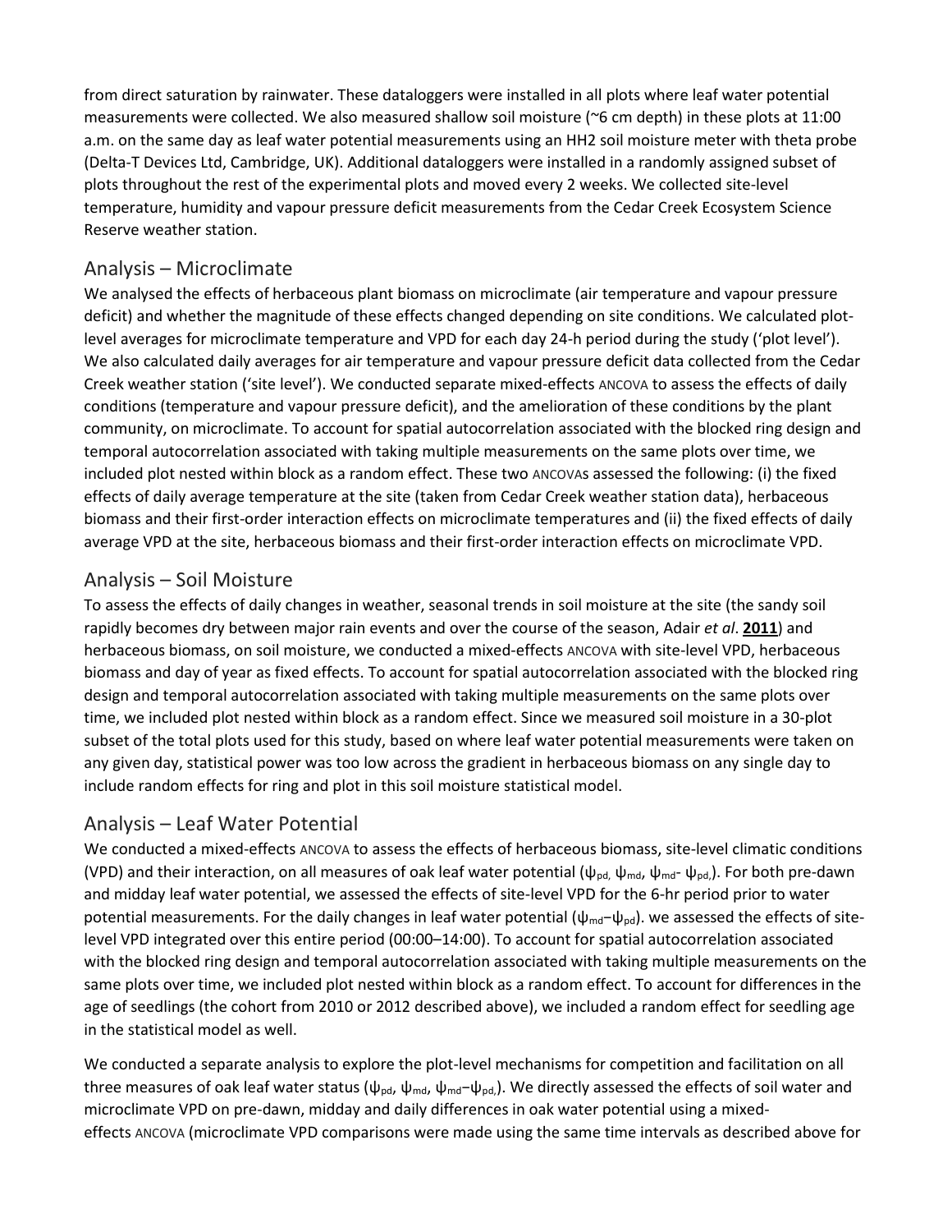from direct saturation by rainwater. These dataloggers were installed in all plots where leaf water potential measurements were collected. We also measured shallow soil moisture (~6 cm depth) in these plots at 11:00 a.m. on the same day as leaf water potential measurements using an HH2 soil moisture meter with theta probe (Delta-T Devices Ltd, Cambridge, UK). Additional dataloggers were installed in a randomly assigned subset of plots throughout the rest of the experimental plots and moved every 2 weeks. We collected site-level temperature, humidity and vapour pressure deficit measurements from the Cedar Creek Ecosystem Science Reserve weather station.

## Analysis – Microclimate

We analysed the effects of herbaceous plant biomass on microclimate (air temperature and vapour pressure deficit) and whether the magnitude of these effects changed depending on site conditions. We calculated plot-level averages for microclimate temperature and VPD for each day 24-h period during the study ('plot level'). We also calculated daily averages for air temperature and vapour pressure deficit data collected from the Cedar Creek weather station ('site level'). We conducted separate mixed-effects ANCOVA to assess the effects of daily conditions (temperature and vapour pressure deficit), and the amelioration of these conditions by the plant community, on microclimate. To account for spatial autocorrelation associated with the blocked ring design and temporal autocorrelation associated with taking multiple measurements on the same plots over time, we included plot nested within block as a random effect. These two ANCOVAs assessed the following: (i) the fixed effects of daily average temperature at the site (taken from Cedar Creek weather station data), herbaceous biomass and their first-order interaction effects on microclimate temperatures and (ii) the fixed effects of daily average VPD at the site, herbaceous biomass and their first-order interaction effects on microclimate VPD.

## Analysis – Soil Moisture

To assess the effects of daily changes in weather, seasonal trends in soil moisture at the site (the sandy soil rapidly becomes dry between major rain events and over the course of the season, Adair *et al*. **2011**) and herbaceous biomass, on soil moisture, we conducted a mixed-effects ANCOVA with site-level VPD, herbaceous biomass and day of year as fixed effects. To account for spatial autocorrelation associated with the blocked ring design and temporal autocorrelation associated with taking multiple measurements on the same plots over time, we included plot nested within block as a random effect. Since we measured soil moisture in a 30-plot subset of the total plots used for this study, based on where leaf water potential measurements were taken on any given day, statistical power was too low across the gradient in herbaceous biomass on any single day to include random effects for ring and plot in this soil moisture statistical model.

## Analysis – Leaf Water Potential

We conducted a mixed-effects ANCOVA to assess the effects of herbaceous biomass, site-level climatic conditions (VPD) and their interaction, on all measures of oak leaf water potential ($\psi_{pd}$, $\psi_{md}$, $\psi_{md}$- $\psi_{pd}$). For both pre-dawn and midday leaf water potential, we assessed the effects of site-level VPD for the 6-hr period prior to water potential measurements. For the daily changes in leaf water potential ($\psi_{md}-\psi_{pd}$). we assessed the effects of site-level VPD integrated over this entire period (00:00–14:00). To account for spatial autocorrelation associated with the blocked ring design and temporal autocorrelation associated with taking multiple measurements on the same plots over time, we included plot nested within block as a random effect. To account for differences in the age of seedlings (the cohort from 2010 or 2012 described above), we included a random effect for seedling age in the statistical model as well.

We conducted a separate analysis to explore the plot-level mechanisms for competition and facilitation on all three measures of oak leaf water status ($\psi_{pd}$, $\psi_{md}$, $\psi_{md}-\psi_{pd}$). We directly assessed the effects of soil water and microclimate VPD on pre-dawn, midday and daily differences in oak water potential using a mixed-effects ANCOVA (microclimate VPD comparisons were made using the same time intervals as described above for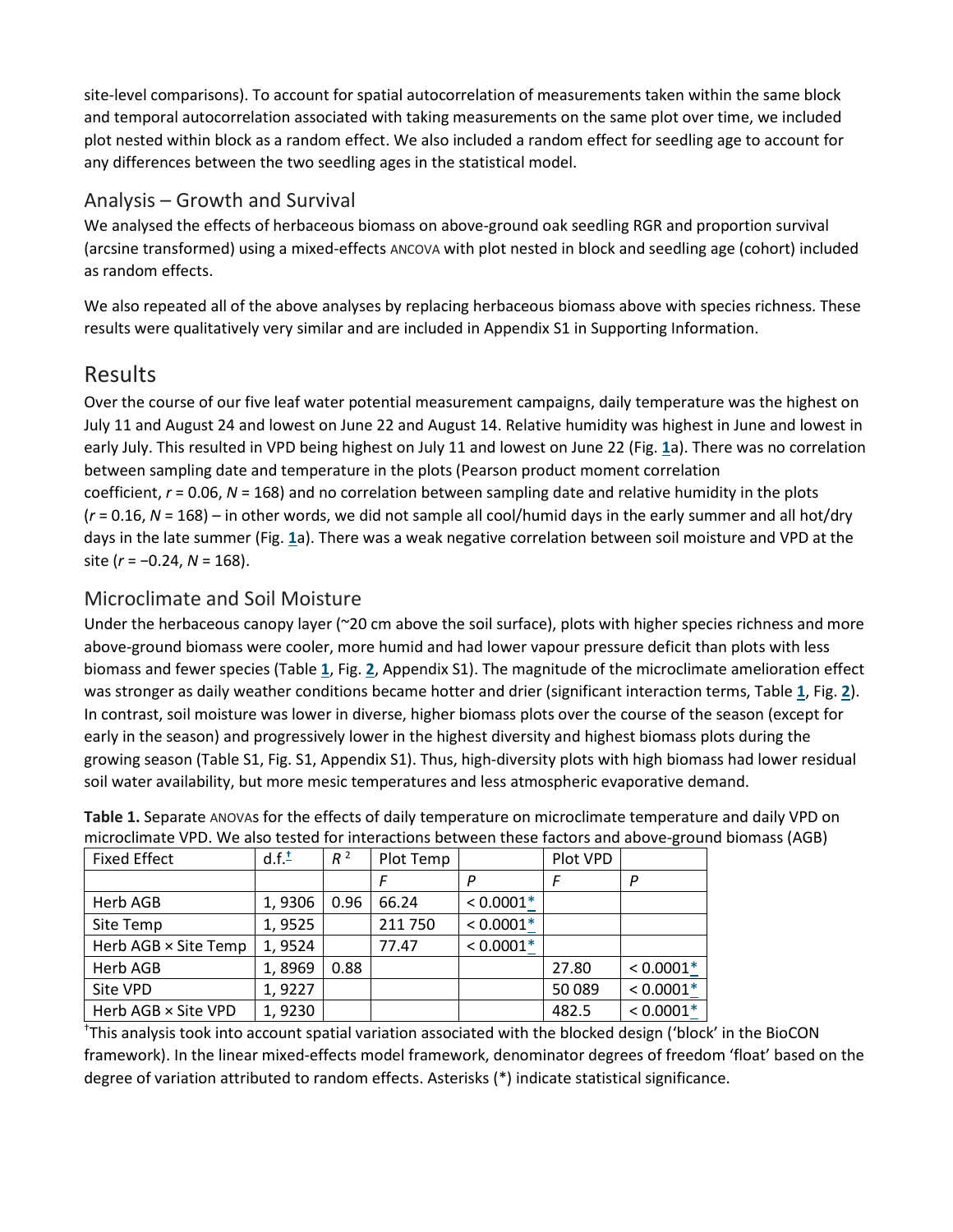site-level comparisons). To account for spatial autocorrelation of measurements taken within the same block and temporal autocorrelation associated with taking measurements on the same plot over time, we included plot nested within block as a random effect. We also included a random effect for seedling age to account for any differences between the two seedling ages in the statistical model.

### Analysis – Growth and Survival

We analysed the effects of herbaceous biomass on above-ground oak seedling RGR and proportion survival (arcsine transformed) using a mixed-effects ANCOVA with plot nested in block and seedling age (cohort) included as random effects.

We also repeated all of the above analyses by replacing herbaceous biomass above with species richness. These results were qualitatively very similar and are included in Appendix S1 in Supporting Information.

## Results

Over the course of our five leaf water potential measurement campaigns, daily temperature was the highest on July 11 and August 24 and lowest on June 22 and August 14. Relative humidity was highest in June and lowest in early July. This resulted in VPD being highest on July 11 and lowest on June 22 (Fig. 1a). There was no correlation between sampling date and temperature in the plots (Pearson product moment correlation coefficient, $r = 0.06$, $N = 168$) and no correlation between sampling date and relative humidity in the plots ($r = 0.16$, $N = 168$) – in other words, we did not sample all cool/humid days in the early summer and all hot/dry days in the late summer (Fig. 1a). There was a weak negative correlation between soil moisture and VPD at the site ($r = −0.24$, $N = 168$).

### Microclimate and Soil Moisture

Under the herbaceous canopy layer (~20 cm above the soil surface), plots with higher species richness and more above-ground biomass were cooler, more humid and had lower vapour pressure deficit than plots with less biomass and fewer species (Table 1, Fig. 2, Appendix S1). The magnitude of the microclimate amelioration effect was stronger as daily weather conditions became hotter and drier (significant interaction terms, Table 1, Fig. 2). In contrast, soil moisture was lower in diverse, higher biomass plots over the course of the season (except for early in the season) and progressively lower in the highest diversity and highest biomass plots during the growing season (Table S1, Fig. S1, Appendix S1). Thus, high-diversity plots with high biomass had lower residual soil water availability, but more mesic temperatures and less atmospheric evaporative demand.

**Table 1.** Separate ANOVAs for the effects of daily temperature on microclimate temperature and daily VPD on microclimate VPD. We also tested for interactions between these factors and above-ground biomass (AGB)

| Fixed Effect | d.f.[†] | $R^2$ | Plot Temp | | Plot VPD | |
|---|---|---|---|---|---|---|
| | | | $F$ | $P$ | $F$ | $P$ |
| Herb AGB | 1, 9306 | 0.96 | 66.24 | < 0.0001* | | |
| Site Temp | 1, 9525 | | 211 750 | < 0.0001* | | |
| Herb AGB × Site Temp | 1, 9524 | | 77.47 | < 0.0001* | | |
| Herb AGB | 1, 8969 | 0.88 | | | 27.80 | < 0.0001* |
| Site VPD | 1, 9227 | | | | 50 089 | < 0.0001* |
| Herb AGB × Site VPD | 1, 9230 | | | | 482.5 | < 0.0001* |

[†]This analysis took into account spatial variation associated with the blocked design ('block' in the BioCON framework). In the linear mixed-effects model framework, denominator degrees of freedom 'float' based on the degree of variation attributed to random effects. Asterisks (*) indicate statistical significance.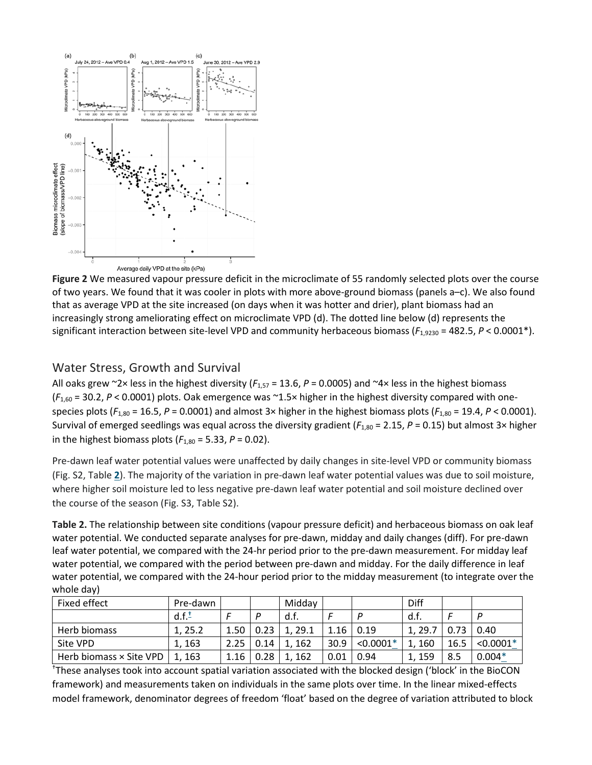**Figure 2** We measured vapour pressure deficit in the microclimate of 55 randomly selected plots over the course of two years. We found that it was cooler in plots with more above-ground biomass (panels a–c). We also found that as average VPD at the site increased (on days when it was hotter and drier), plant biomass had an increasingly strong ameliorating effect on microclimate VPD (d). The dotted line below (d) represents the significant interaction between site-level VPD and community herbaceous biomass ($F_{1,9230}$ = 482.5, $P$ < 0.0001*).

## Water Stress, Growth and Survival

All oaks grew ~2× less in the highest diversity ($F_{1,57}$ = 13.6, $P$ = 0.0005) and ~4× less in the highest biomass ($F_{1,60}$ = 30.2, $P$ < 0.0001) plots. Oak emergence was ~1.5× higher in the highest diversity compared with one-species plots ($F_{1,80}$ = 16.5, $P$ = 0.0001) and almost 3× higher in the highest biomass plots ($F_{1,80}$ = 19.4, $P$ < 0.0001). Survival of emerged seedlings was equal across the diversity gradient ($F_{1,80}$ = 2.15, $P$ = 0.15) but almost 3× higher in the highest biomass plots ($F_{1,80}$ = 5.33, $P$ = 0.02).

Pre-dawn leaf water potential values were unaffected by daily changes in site-level VPD or community biomass (Fig. S2, Table 2). The majority of the variation in pre-dawn leaf water potential values was due to soil moisture, where higher soil moisture led to less negative pre-dawn leaf water potential and soil moisture declined over the course of the season (Fig. S3, Table S2).

**Table 2.** The relationship between site conditions (vapour pressure deficit) and herbaceous biomass on oak leaf water potential. We conducted separate analyses for pre-dawn, midday and daily changes (diff). For pre-dawn leaf water potential, we compared with the 24-hr period prior to the pre-dawn measurement. For midday leaf water potential, we compared with the period between pre-dawn and midday. For the daily difference in leaf water potential, we compared with the 24-hour period prior to the midday measurement (to integrate over the whole day)

| Fixed effect | Pre-dawn | | | Midday | | | Diff | | |
|---|---|---|---|---|---|---|---|---|---|
| | d.f.[†] | *F* | *P* | d.f. | *F* | *P* | d.f. | *F* | *P* |
| Herb biomass | 1, 25.2 | 1.50 | 0.23 | 1, 29.1 | 1.16 | 0.19 | 1, 29.7 | 0.73 | 0.40 |
| Site VPD | 1, 163 | 2.25 | 0.14 | 1, 162 | 30.9 | <0.0001* | 1, 160 | 16.5 | <0.0001* |
| Herb biomass × Site VPD | 1, 163 | 1.16 | 0.28 | 1, 162 | 0.01 | 0.94 | 1, 159 | 8.5 | 0.004* |

[†]These analyses took into account spatial variation associated with the blocked design ('block' in the BioCON framework) and measurements taken on individuals in the same plots over time. In the linear mixed-effects model framework, denominator degrees of freedom 'float' based on the degree of variation attributed to block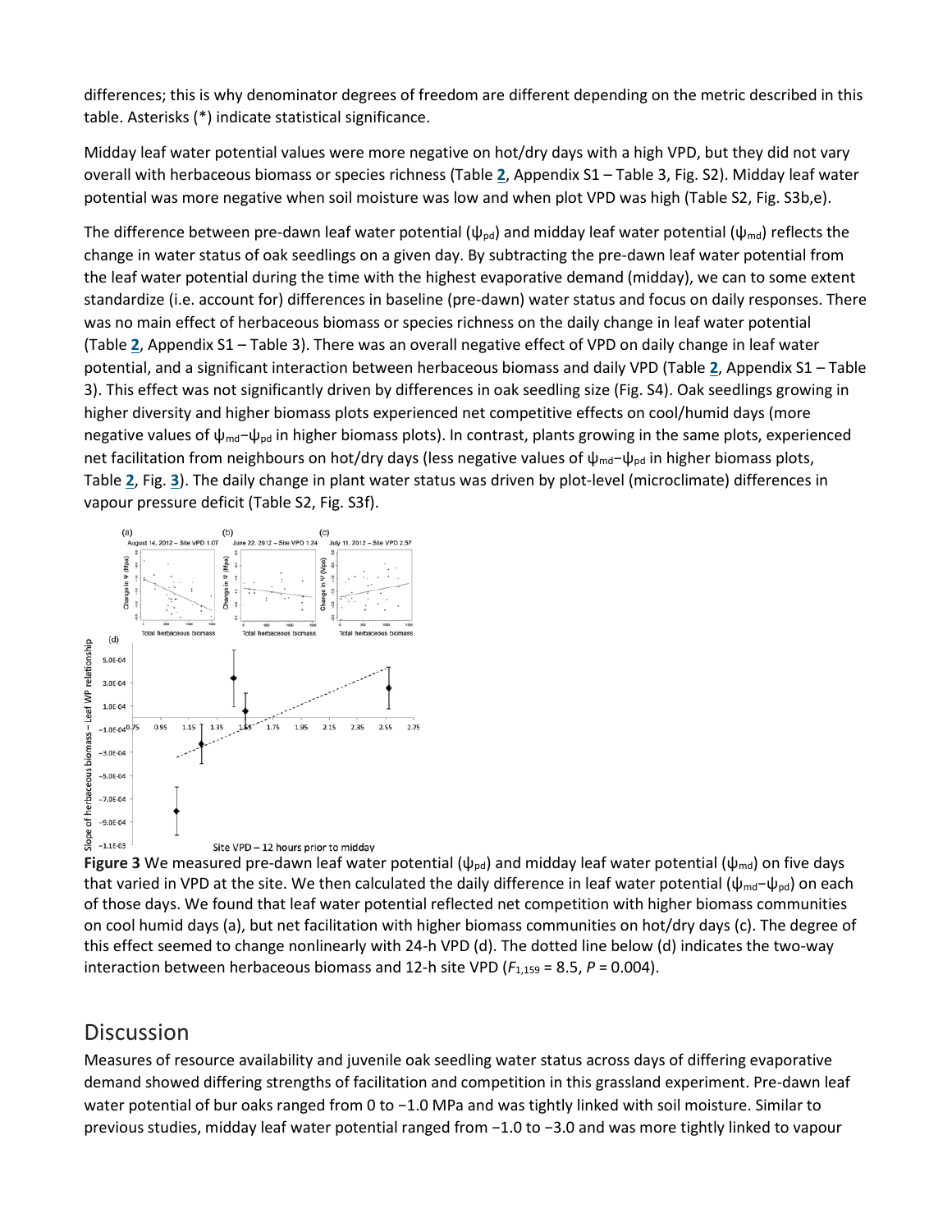differences; this is why denominator degrees of freedom are different depending on the metric described in this table. Asterisks (*) indicate statistical significance.

Midday leaf water potential values were more negative on hot/dry days with a high VPD, but they did not vary overall with herbaceous biomass or species richness (Table 2, Appendix S1 – Table 3, Fig. S2). Midday leaf water potential was more negative when soil moisture was low and when plot VPD was high (Table S2, Fig. S3b,e).

The difference between pre-dawn leaf water potential ($\psi_{pd}$) and midday leaf water potential ($\psi_{md}$) reflects the change in water status of oak seedlings on a given day. By subtracting the pre-dawn leaf water potential from the leaf water potential during the time with the highest evaporative demand (midday), we can to some extent standardize (i.e. account for) differences in baseline (pre-dawn) water status and focus on daily responses. There was no main effect of herbaceous biomass or species richness on the daily change in leaf water potential (Table 2, Appendix S1 – Table 3). There was an overall negative effect of VPD on daily change in leaf water potential, and a significant interaction between herbaceous biomass and daily VPD (Table 2, Appendix S1 – Table 3). This effect was not significantly driven by differences in oak seedling size (Fig. S4). Oak seedlings growing in higher diversity and higher biomass plots experienced net competitive effects on cool/humid days (more negative values of $\psi_{md}-\psi_{pd}$ in higher biomass plots). In contrast, plants growing in the same plots, experienced net facilitation from neighbours on hot/dry days (less negative values of $\psi_{md}-\psi_{pd}$ in higher biomass plots, Table 2, Fig. 3). The daily change in plant water status was driven by plot-level (microclimate) differences in vapour pressure deficit (Table S2, Fig. S3f).

**Figure 3** We measured pre-dawn leaf water potential ($\psi_{pd}$) and midday leaf water potential ($\psi_{md}$) on five days that varied in VPD at the site. We then calculated the daily difference in leaf water potential ($\psi_{md}-\psi_{pd}$) on each of those days. We found that leaf water potential reflected net competition with higher biomass communities on cool humid days (a), but net facilitation with higher biomass communities on hot/dry days (c). The degree of this effect seemed to change nonlinearly with 24-h VPD (d). The dotted line below (d) indicates the two-way interaction between herbaceous biomass and 12-h site VPD ($F_{1,159}$ = 8.5, $P$ = 0.004).

## Discussion

Measures of resource availability and juvenile oak seedling water status across days of differing evaporative demand showed differing strengths of facilitation and competition in this grassland experiment. Pre-dawn leaf water potential of bur oaks ranged from 0 to −1.0 MPa and was tightly linked with soil moisture. Similar to previous studies, midday leaf water potential ranged from −1.0 to −3.0 and was more tightly linked to vapour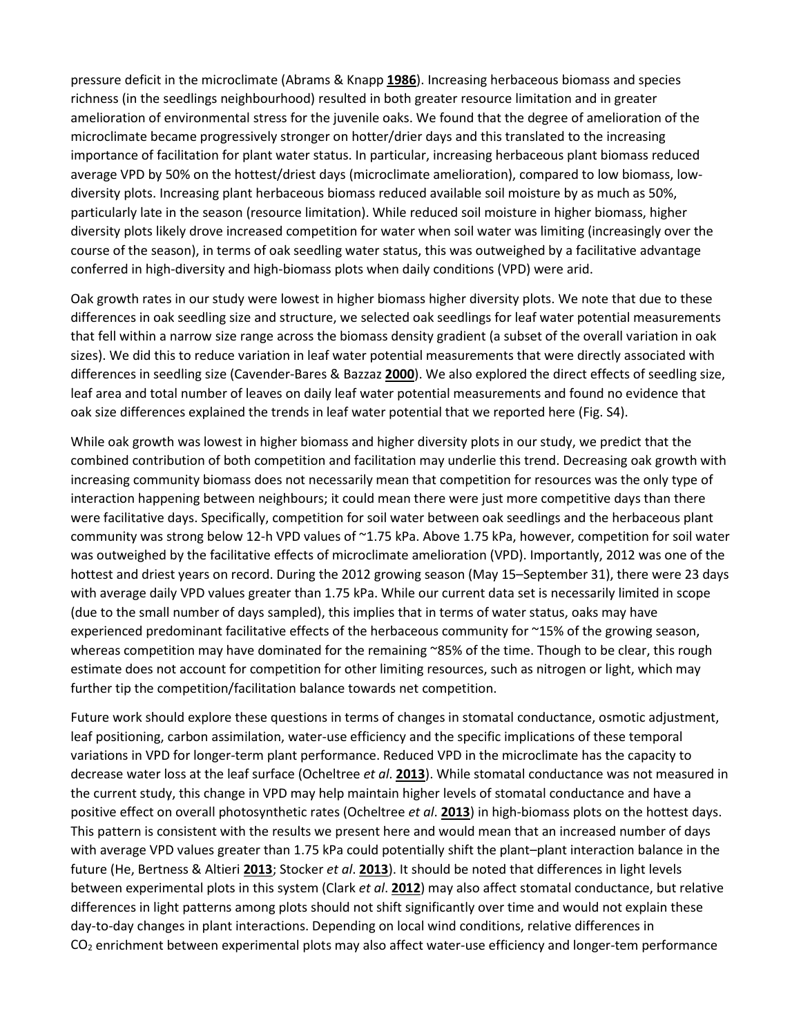pressure deficit in the microclimate (Abrams & Knapp **1986**). Increasing herbaceous biomass and species richness (in the seedlings neighbourhood) resulted in both greater resource limitation and in greater amelioration of environmental stress for the juvenile oaks. We found that the degree of amelioration of the microclimate became progressively stronger on hotter/drier days and this translated to the increasing importance of facilitation for plant water status. In particular, increasing herbaceous plant biomass reduced average VPD by 50% on the hottest/driest days (microclimate amelioration), compared to low biomass, low-diversity plots. Increasing plant herbaceous biomass reduced available soil moisture by as much as 50%, particularly late in the season (resource limitation). While reduced soil moisture in higher biomass, higher diversity plots likely drove increased competition for water when soil water was limiting (increasingly over the course of the season), in terms of oak seedling water status, this was outweighed by a facilitative advantage conferred in high-diversity and high-biomass plots when daily conditions (VPD) were arid.

Oak growth rates in our study were lowest in higher biomass higher diversity plots. We note that due to these differences in oak seedling size and structure, we selected oak seedlings for leaf water potential measurements that fell within a narrow size range across the biomass density gradient (a subset of the overall variation in oak sizes). We did this to reduce variation in leaf water potential measurements that were directly associated with differences in seedling size (Cavender-Bares & Bazzaz **2000**). We also explored the direct effects of seedling size, leaf area and total number of leaves on daily leaf water potential measurements and found no evidence that oak size differences explained the trends in leaf water potential that we reported here (Fig. S4).

While oak growth was lowest in higher biomass and higher diversity plots in our study, we predict that the combined contribution of both competition and facilitation may underlie this trend. Decreasing oak growth with increasing community biomass does not necessarily mean that competition for resources was the only type of interaction happening between neighbours; it could mean there were just more competitive days than there were facilitative days. Specifically, competition for soil water between oak seedlings and the herbaceous plant community was strong below 12-h VPD values of ~1.75 kPa. Above 1.75 kPa, however, competition for soil water was outweighed by the facilitative effects of microclimate amelioration (VPD). Importantly, 2012 was one of the hottest and driest years on record. During the 2012 growing season (May 15–September 31), there were 23 days with average daily VPD values greater than 1.75 kPa. While our current data set is necessarily limited in scope (due to the small number of days sampled), this implies that in terms of water status, oaks may have experienced predominant facilitative effects of the herbaceous community for ~15% of the growing season, whereas competition may have dominated for the remaining ~85% of the time. Though to be clear, this rough estimate does not account for competition for other limiting resources, such as nitrogen or light, which may further tip the competition/facilitation balance towards net competition.

Future work should explore these questions in terms of changes in stomatal conductance, osmotic adjustment, leaf positioning, carbon assimilation, water-use efficiency and the specific implications of these temporal variations in VPD for longer-term plant performance. Reduced VPD in the microclimate has the capacity to decrease water loss at the leaf surface (Ocheltree *et al*. **2013**). While stomatal conductance was not measured in the current study, this change in VPD may help maintain higher levels of stomatal conductance and have a positive effect on overall photosynthetic rates (Ocheltree *et al*. **2013**) in high-biomass plots on the hottest days. This pattern is consistent with the results we present here and would mean that an increased number of days with average VPD values greater than 1.75 kPa could potentially shift the plant–plant interaction balance in the future (He, Bertness & Altieri **2013**; Stocker *et al*. **2013**). It should be noted that differences in light levels between experimental plots in this system (Clark *et al*. **2012**) may also affect stomatal conductance, but relative differences in light patterns among plots should not shift significantly over time and would not explain these day-to-day changes in plant interactions. Depending on local wind conditions, relative differences in $CO_2$ enrichment between experimental plots may also affect water-use efficiency and longer-tem performance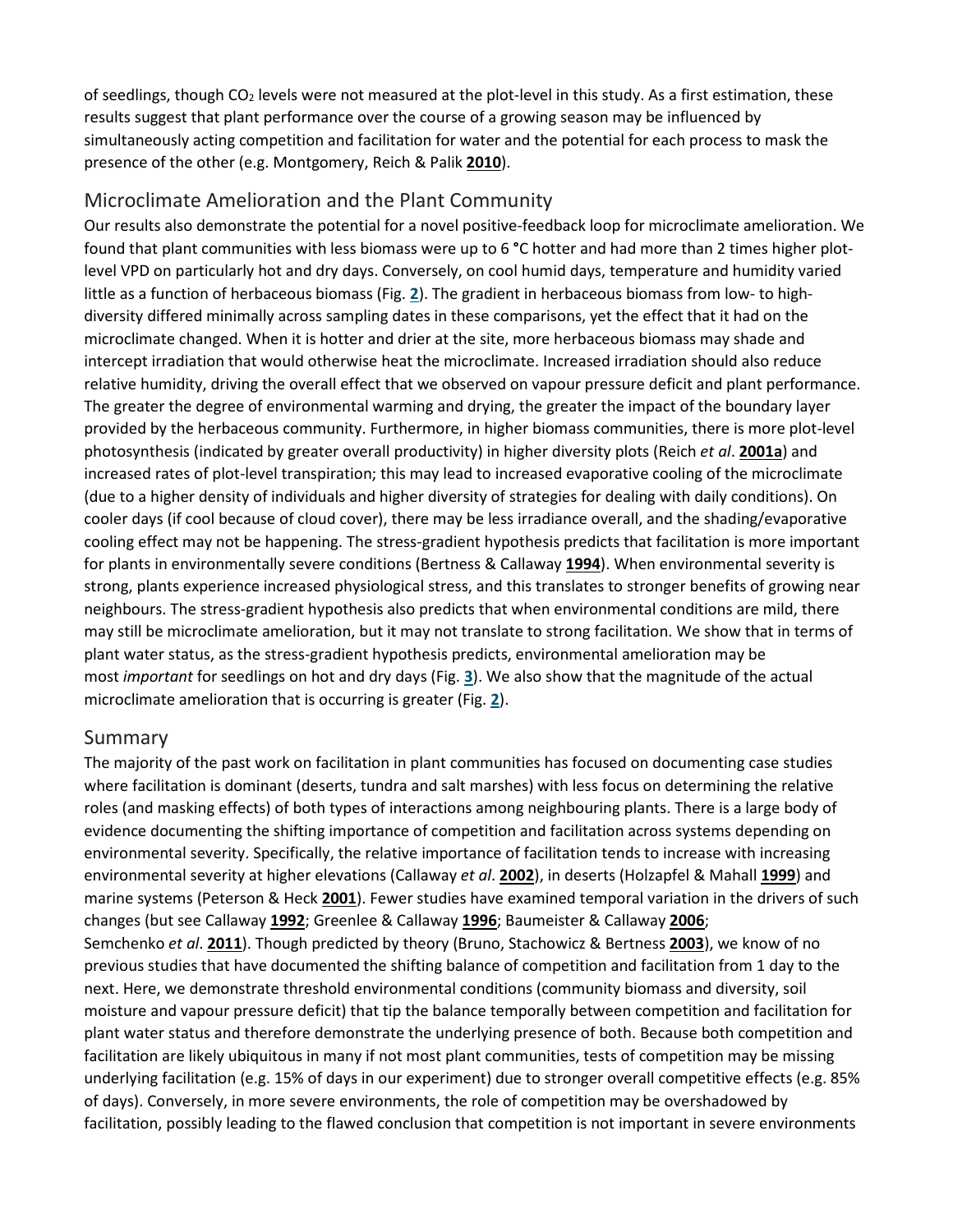of seedlings, though $CO_2$ levels were not measured at the plot-level in this study. As a first estimation, these results suggest that plant performance over the course of a growing season may be influenced by simultaneously acting competition and facilitation for water and the potential for each process to mask the presence of the other (e.g. Montgomery, Reich & Palik **2010**).

## Microclimate Amelioration and the Plant Community

Our results also demonstrate the potential for a novel positive-feedback loop for microclimate amelioration. We found that plant communities with less biomass were up to 6 °C hotter and had more than 2 times higher plot-level VPD on particularly hot and dry days. Conversely, on cool humid days, temperature and humidity varied little as a function of herbaceous biomass (Fig. **2**). The gradient in herbaceous biomass from low- to high-diversity differed minimally across sampling dates in these comparisons, yet the effect that it had on the microclimate changed. When it is hotter and drier at the site, more herbaceous biomass may shade and intercept irradiation that would otherwise heat the microclimate. Increased irradiation should also reduce relative humidity, driving the overall effect that we observed on vapour pressure deficit and plant performance. The greater the degree of environmental warming and drying, the greater the impact of the boundary layer provided by the herbaceous community. Furthermore, in higher biomass communities, there is more plot-level photosynthesis (indicated by greater overall productivity) in higher diversity plots (Reich *et al*. **2001a**) and increased rates of plot-level transpiration; this may lead to increased evaporative cooling of the microclimate (due to a higher density of individuals and higher diversity of strategies for dealing with daily conditions). On cooler days (if cool because of cloud cover), there may be less irradiance overall, and the shading/evaporative cooling effect may not be happening. The stress-gradient hypothesis predicts that facilitation is more important for plants in environmentally severe conditions (Bertness & Callaway **1994**). When environmental severity is strong, plants experience increased physiological stress, and this translates to stronger benefits of growing near neighbours. The stress-gradient hypothesis also predicts that when environmental conditions are mild, there may still be microclimate amelioration, but it may not translate to strong facilitation. We show that in terms of plant water status, as the stress-gradient hypothesis predicts, environmental amelioration may be most *important* for seedlings on hot and dry days (Fig. **3**). We also show that the magnitude of the actual microclimate amelioration that is occurring is greater (Fig. **2**).

## Summary

The majority of the past work on facilitation in plant communities has focused on documenting case studies where facilitation is dominant (deserts, tundra and salt marshes) with less focus on determining the relative roles (and masking effects) of both types of interactions among neighbouring plants. There is a large body of evidence documenting the shifting importance of competition and facilitation across systems depending on environmental severity. Specifically, the relative importance of facilitation tends to increase with increasing environmental severity at higher elevations (Callaway *et al*. **2002**), in deserts (Holzapfel & Mahall **1999**) and marine systems (Peterson & Heck **2001**). Fewer studies have examined temporal variation in the drivers of such changes (but see Callaway **1992**; Greenlee & Callaway **1996**; Baumeister & Callaway **2006**; Semchenko *et al*. **2011**). Though predicted by theory (Bruno, Stachowicz & Bertness **2003**), we know of no previous studies that have documented the shifting balance of competition and facilitation from 1 day to the next. Here, we demonstrate threshold environmental conditions (community biomass and diversity, soil moisture and vapour pressure deficit) that tip the balance temporally between competition and facilitation for plant water status and therefore demonstrate the underlying presence of both. Because both competition and facilitation are likely ubiquitous in many if not most plant communities, tests of competition may be missing underlying facilitation (e.g. 15% of days in our experiment) due to stronger overall competitive effects (e.g. 85% of days). Conversely, in more severe environments, the role of competition may be overshadowed by facilitation, possibly leading to the flawed conclusion that competition is not important in severe environments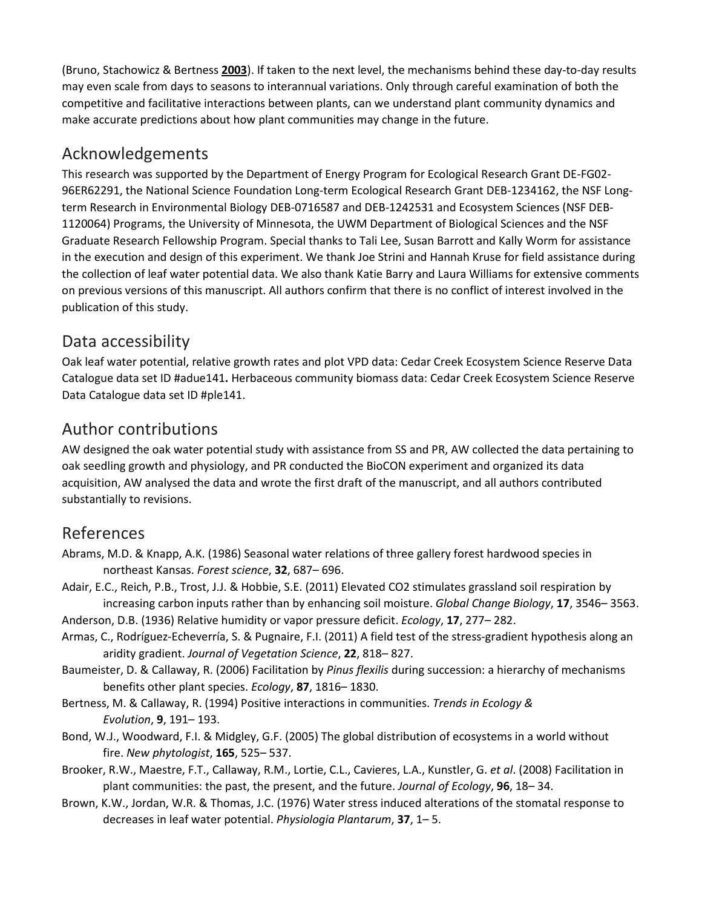(Bruno, Stachowicz & Bertness **2003**). If taken to the next level, the mechanisms behind these day-to-day results may even scale from days to seasons to interannual variations. Only through careful examination of both the competitive and facilitative interactions between plants, can we understand plant community dynamics and make accurate predictions about how plant communities may change in the future.

## Acknowledgements

This research was supported by the Department of Energy Program for Ecological Research Grant DE-FG02-96ER62291, the National Science Foundation Long-term Ecological Research Grant DEB-1234162, the NSF Long-term Research in Environmental Biology DEB-0716587 and DEB-1242531 and Ecosystem Sciences (NSF DEB-1120064) Programs, the University of Minnesota, the UWM Department of Biological Sciences and the NSF Graduate Research Fellowship Program. Special thanks to Tali Lee, Susan Barrott and Kally Worm for assistance in the execution and design of this experiment. We thank Joe Strini and Hannah Kruse for field assistance during the collection of leaf water potential data. We also thank Katie Barry and Laura Williams for extensive comments on previous versions of this manuscript. All authors confirm that there is no conflict of interest involved in the publication of this study.

## Data accessibility

Oak leaf water potential, relative growth rates and plot VPD data: Cedar Creek Ecosystem Science Reserve Data Catalogue data set ID #adue141**.** Herbaceous community biomass data: Cedar Creek Ecosystem Science Reserve Data Catalogue data set ID #ple141.

## Author contributions

AW designed the oak water potential study with assistance from SS and PR, AW collected the data pertaining to oak seedling growth and physiology, and PR conducted the BioCON experiment and organized its data acquisition, AW analysed the data and wrote the first draft of the manuscript, and all authors contributed substantially to revisions.

## References

Abrams, M.D. & Knapp, A.K. (1986) Seasonal water relations of three gallery forest hardwood species in northeast Kansas. *Forest science*, **32**, 687– 696.

Adair, E.C., Reich, P.B., Trost, J.J. & Hobbie, S.E. (2011) Elevated CO2 stimulates grassland soil respiration by increasing carbon inputs rather than by enhancing soil moisture. *Global Change Biology*, **17**, 3546– 3563.

Anderson, D.B. (1936) Relative humidity or vapor pressure deficit. *Ecology*, **17**, 277– 282.

Armas, C., Rodríguez-Echeverría, S. & Pugnaire, F.I. (2011) A field test of the stress-gradient hypothesis along an aridity gradient. *Journal of Vegetation Science*, **22**, 818– 827.

Baumeister, D. & Callaway, R. (2006) Facilitation by *Pinus flexilis* during succession: a hierarchy of mechanisms benefits other plant species. *Ecology*, **87**, 1816– 1830.

Bertness, M. & Callaway, R. (1994) Positive interactions in communities. *Trends in Ecology & Evolution*, **9**, 191– 193.

Bond, W.J., Woodward, F.I. & Midgley, G.F. (2005) The global distribution of ecosystems in a world without fire. *New phytologist*, **165**, 525– 537.

Brooker, R.W., Maestre, F.T., Callaway, R.M., Lortie, C.L., Cavieres, L.A., Kunstler, G. *et al*. (2008) Facilitation in plant communities: the past, the present, and the future. *Journal of Ecology*, **96**, 18– 34.

Brown, K.W., Jordan, W.R. & Thomas, J.C. (1976) Water stress induced alterations of the stomatal response to decreases in leaf water potential. *Physiologia Plantarum*, **37**, 1– 5.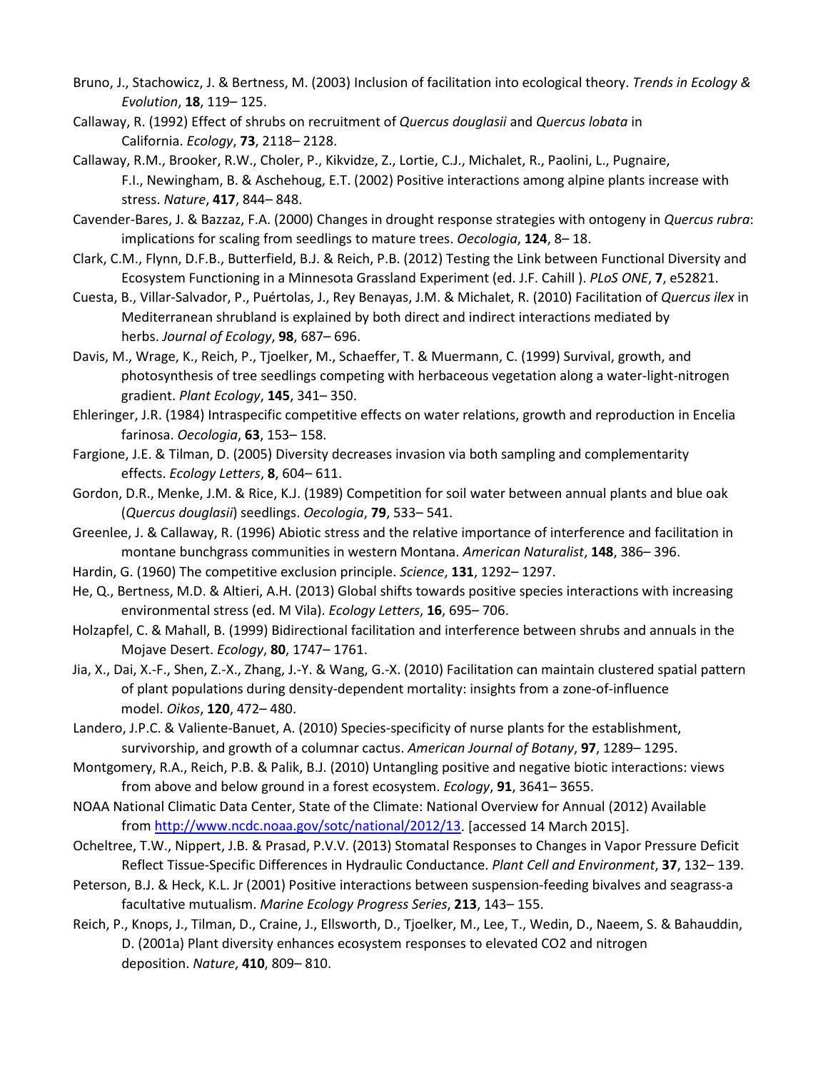Bruno, J., Stachowicz, J. & Bertness, M. (2003) Inclusion of facilitation into ecological theory. *Trends in Ecology & Evolution*, **18**, 119– 125.

Callaway, R. (1992) Effect of shrubs on recruitment of *Quercus douglasii* and *Quercus lobata* in California. *Ecology*, **73**, 2118– 2128.

Callaway, R.M., Brooker, R.W., Choler, P., Kikvidze, Z., Lortie, C.J., Michalet, R., Paolini, L., Pugnaire, F.I., Newingham, B. & Aschehoug, E.T. (2002) Positive interactions among alpine plants increase with stress. *Nature*, **417**, 844– 848.

Cavender-Bares, J. & Bazzaz, F.A. (2000) Changes in drought response strategies with ontogeny in *Quercus rubra*: implications for scaling from seedlings to mature trees. *Oecologia*, **124**, 8– 18.

Clark, C.M., Flynn, D.F.B., Butterfield, B.J. & Reich, P.B. (2012) Testing the Link between Functional Diversity and Ecosystem Functioning in a Minnesota Grassland Experiment (ed. J.F. Cahill ). *PLoS ONE*, **7**, e52821.

Cuesta, B., Villar-Salvador, P., Puértolas, J., Rey Benayas, J.M. & Michalet, R. (2010) Facilitation of *Quercus ilex* in Mediterranean shrubland is explained by both direct and indirect interactions mediated by herbs. *Journal of Ecology*, **98**, 687– 696.

Davis, M., Wrage, K., Reich, P., Tjoelker, M., Schaeffer, T. & Muermann, C. (1999) Survival, growth, and photosynthesis of tree seedlings competing with herbaceous vegetation along a water-light-nitrogen gradient. *Plant Ecology*, **145**, 341– 350.

Ehleringer, J.R. (1984) Intraspecific competitive effects on water relations, growth and reproduction in Encelia farinosa. *Oecologia*, **63**, 153– 158.

Fargione, J.E. & Tilman, D. (2005) Diversity decreases invasion via both sampling and complementarity effects. *Ecology Letters*, **8**, 604– 611.

Gordon, D.R., Menke, J.M. & Rice, K.J. (1989) Competition for soil water between annual plants and blue oak (*Quercus douglasii*) seedlings. *Oecologia*, **79**, 533– 541.

Greenlee, J. & Callaway, R. (1996) Abiotic stress and the relative importance of interference and facilitation in montane bunchgrass communities in western Montana. *American Naturalist*, **148**, 386– 396.

Hardin, G. (1960) The competitive exclusion principle. *Science*, **131**, 1292– 1297.

He, Q., Bertness, M.D. & Altieri, A.H. (2013) Global shifts towards positive species interactions with increasing environmental stress (ed. M Vila). *Ecology Letters*, **16**, 695– 706.

Holzapfel, C. & Mahall, B. (1999) Bidirectional facilitation and interference between shrubs and annuals in the Mojave Desert. *Ecology*, **80**, 1747– 1761.

Jia, X., Dai, X.-F., Shen, Z.-X., Zhang, J.-Y. & Wang, G.-X. (2010) Facilitation can maintain clustered spatial pattern of plant populations during density-dependent mortality: insights from a zone-of-influence model. *Oikos*, **120**, 472– 480.

Landero, J.P.C. & Valiente-Banuet, A. (2010) Species-specificity of nurse plants for the establishment, survivorship, and growth of a columnar cactus. *American Journal of Botany*, **97**, 1289– 1295.

Montgomery, R.A., Reich, P.B. & Palik, B.J. (2010) Untangling positive and negative biotic interactions: views from above and below ground in a forest ecosystem. *Ecology*, **91**, 3641– 3655.

NOAA National Climatic Data Center, State of the Climate: National Overview for Annual (2012) Available from http://www.ncdc.noaa.gov/sotc/national/2012/13. [accessed 14 March 2015].

Ocheltree, T.W., Nippert, J.B. & Prasad, P.V.V. (2013) Stomatal Responses to Changes in Vapor Pressure Deficit Reflect Tissue-Specific Differences in Hydraulic Conductance. *Plant Cell and Environment*, **37**, 132– 139.

Peterson, B.J. & Heck, K.L. Jr (2001) Positive interactions between suspension-feeding bivalves and seagrass-a facultative mutualism. *Marine Ecology Progress Series*, **213**, 143– 155.

Reich, P., Knops, J., Tilman, D., Craine, J., Ellsworth, D., Tjoelker, M., Lee, T., Wedin, D., Naeem, S. & Bahauddin, D. (2001a) Plant diversity enhances ecosystem responses to elevated CO2 and nitrogen deposition. *Nature*, **410**, 809– 810.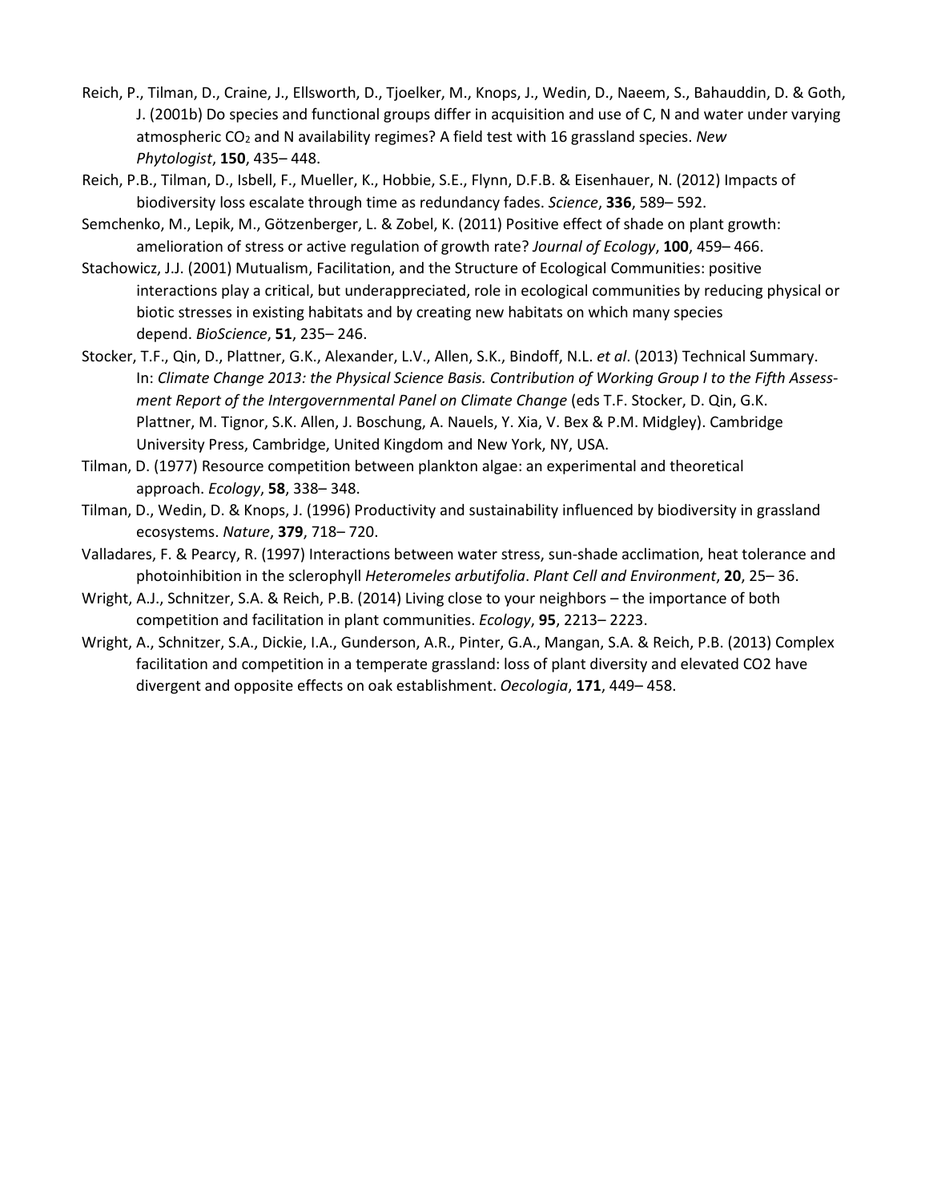Reich, P., Tilman, D., Craine, J., Ellsworth, D., Tjoelker, M., Knops, J., Wedin, D., Naeem, S., Bahauddin, D. & Goth, J. (2001b) Do species and functional groups differ in acquisition and use of C, N and water under varying atmospheric $CO_2$ and N availability regimes? A field test with 16 grassland species. *New Phytologist*, **150**, 435– 448.

Reich, P.B., Tilman, D., Isbell, F., Mueller, K., Hobbie, S.E., Flynn, D.F.B. & Eisenhauer, N. (2012) Impacts of biodiversity loss escalate through time as redundancy fades. *Science*, **336**, 589– 592.

Semchenko, M., Lepik, M., Götzenberger, L. & Zobel, K. (2011) Positive effect of shade on plant growth: amelioration of stress or active regulation of growth rate? *Journal of Ecology*, **100**, 459– 466.

Stachowicz, J.J. (2001) Mutualism, Facilitation, and the Structure of Ecological Communities: positive interactions play a critical, but underappreciated, role in ecological communities by reducing physical or biotic stresses in existing habitats and by creating new habitats on which many species depend. *BioScience*, **51**, 235– 246.

Stocker, T.F., Qin, D., Plattner, G.K., Alexander, L.V., Allen, S.K., Bindoff, N.L. *et al*. (2013) Technical Summary. In: *Climate Change 2013: the Physical Science Basis. Contribution of Working Group I to the Fifth Assessment Report of the Intergovernmental Panel on Climate Change* (eds T.F. Stocker, D. Qin, G.K. Plattner, M. Tignor, S.K. Allen, J. Boschung, A. Nauels, Y. Xia, V. Bex & P.M. Midgley). Cambridge University Press, Cambridge, United Kingdom and New York, NY, USA.

Tilman, D. (1977) Resource competition between plankton algae: an experimental and theoretical approach. *Ecology*, **58**, 338– 348.

Tilman, D., Wedin, D. & Knops, J. (1996) Productivity and sustainability influenced by biodiversity in grassland ecosystems. *Nature*, **379**, 718– 720.

Valladares, F. & Pearcy, R. (1997) Interactions between water stress, sun-shade acclimation, heat tolerance and photoinhibition in the sclerophyll *Heteromeles arbutifolia*. *Plant Cell and Environment*, **20**, 25– 36.

Wright, A.J., Schnitzer, S.A. & Reich, P.B. (2014) Living close to your neighbors – the importance of both competition and facilitation in plant communities. *Ecology*, **95**, 2213– 2223.

Wright, A., Schnitzer, S.A., Dickie, I.A., Gunderson, A.R., Pinter, G.A., Mangan, S.A. & Reich, P.B. (2013) Complex facilitation and competition in a temperate grassland: loss of plant diversity and elevated CO2 have divergent and opposite effects on oak establishment. *Oecologia*, **171**, 449– 458.